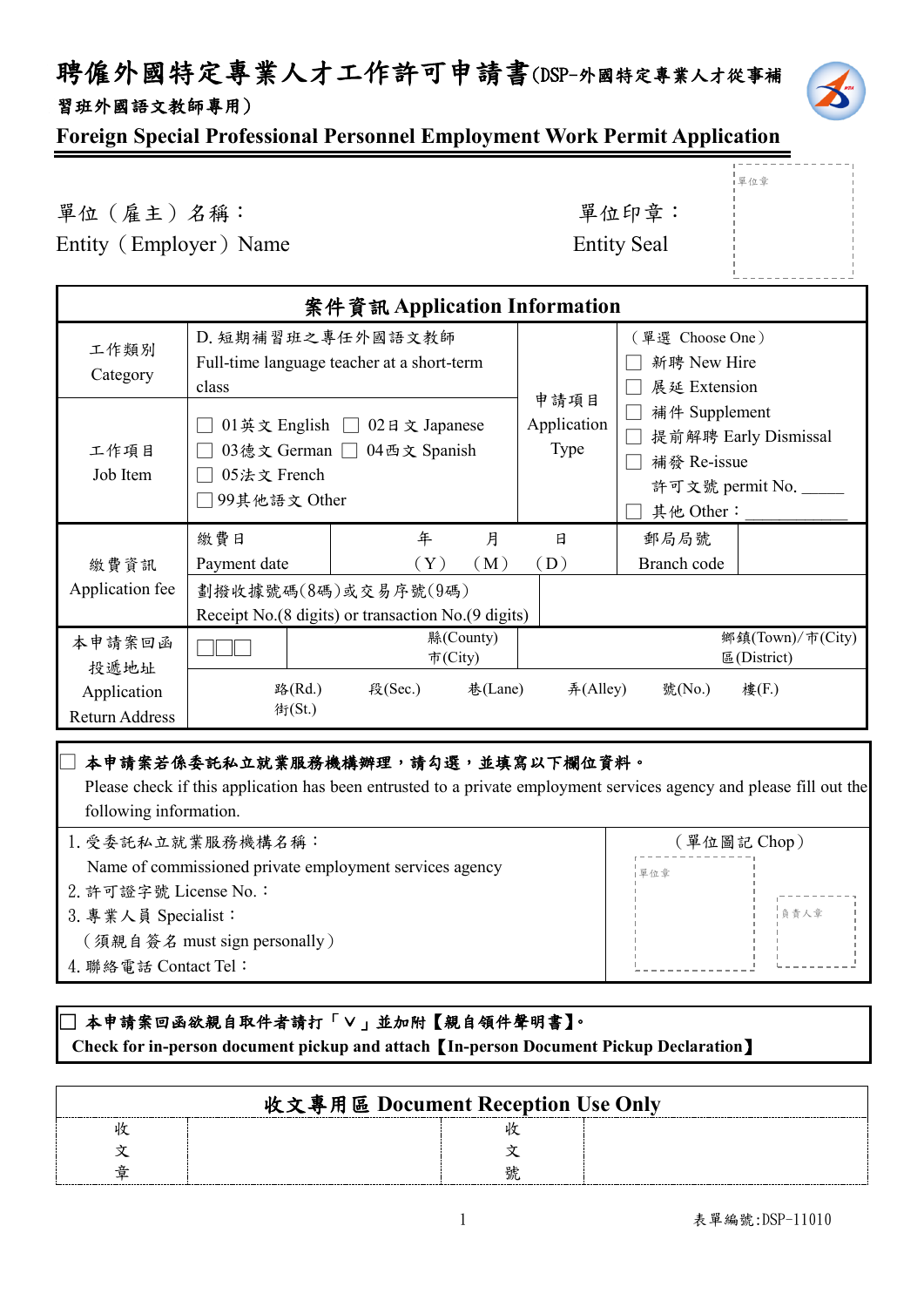# 聘僱外國特定專業人才工作許可申請書(DSP-外國特定專業人才從事補習班外國語文教師專用)

## Foreign Special Professional Personnel Employment Work Permit Application

單位（雇主）名稱：
Entity（Employer）Name

單位印章：
Entity Seal

單位章

| 案件資訊 Application Information | | | | | |
|---|---|---|---|---|---|
| 工作類別 Category | D. 短期補習班之專任外國語文教師 Full-time language teacher at a short-term class | | 申請項目 Application Type | （單選 Choose One）<br>☐ 新聘 New Hire<br>☐ 展延 Extension<br>☐ 補件 Supplement<br>☐ 提前解聘 Early Dismissal<br>☐ 補發 Re-issue<br>許可文號 permit No. _____<br>☐ 其他 Other：__________ | |
| 工作項目 Job Item | ☐ 01英文 English ☐ 02日文 Japanese<br>☐ 03德文 German ☐ 04西文 Spanish<br>☐ 05法文 French<br>☐ 99其他語文 Other | | | | |
| 繳費資訊 Application fee | 繳費日 Payment date | 年（Y） 月（M） 日（D） | | 郵局局號 Branch code | |
| | 劃撥收據號碼(8碼)或交易序號(9碼) Receipt No.(8 digits) or transaction No.(9 digits) | | | | |
| 本申請案回函投遞地址 Application Return Address | ☐☐☐ | 縣(County) 市(City) | | 鄉鎮(Town)/市(City) 區(District) | |
| | 路(Rd.) 街(St.) 段(Sec.) 巷(Lane) 弄(Alley) 號(No.) 樓(F.) | | | | |

☐ **本申請案若係委託私立就業服務機構辦理，請勾選，並填寫以下欄位資料。**
Please check if this application has been entrusted to a private employment services agency and please fill out the following information.

| | （單位圖記 Chop） |
|---|---|
| 1. 受委託私立就業服務機構名稱：<br>Name of commissioned private employment services agency<br>2. 許可證字號 License No.：<br>3. 專業人員 Specialist：<br>（須親自簽名 must sign personally）<br>4. 聯絡電話 Contact Tel： | 單位章 負責人章 |

☐ **本申請案回函欲親自取件者請打「V」並加附【親自領件聲明書】。**
**Check for in-person document pickup and attach【In-person Document Pickup Declaration】**

| 收文專用區 Document Reception Use Only | | | |
|---|---|---|---|
| 收文章 | | 收文號 | |

表單編號:DSP-11010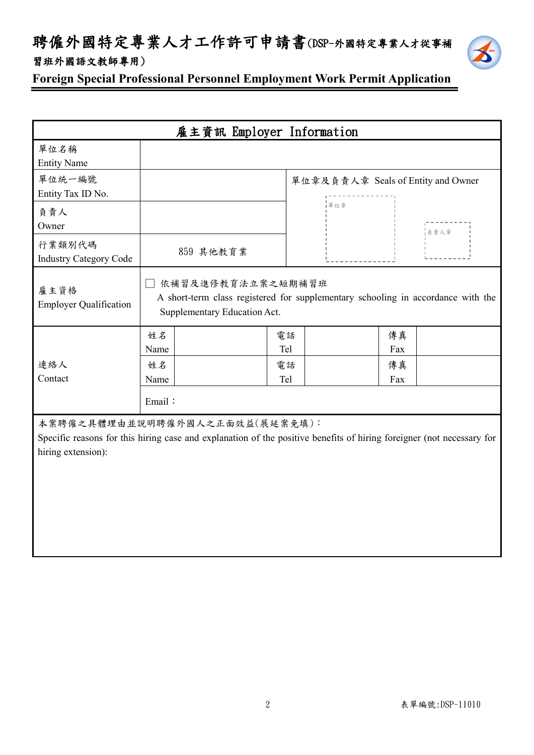# 聘僱外國特定專業人才工作許可申請書(DSP-外國特定專業人才從事補習班外國語文教師專用)

## Foreign Special Professional Personnel Employment Work Permit Application

| 雇主資訊 Employer Information | | | | | | |
|---|---|---|---|---|---|---|
| 單位名稱<br>Entity Name | | | | | | |
| 單位統一編號<br>Entity Tax ID No. | | | 單位章及負責人章 Seals of Entity and Owner<br>單位章　負責人章 | | | |
| 負責人<br>Owner | | | | | | |
| 行業類別代碼<br>Industry Category Code | 859 其他教育業 | | | | | |
| 雇主資格<br>Employer Qualification | ☐ 依補習及進修教育法立案之短期補習班<br>A short-term class registered for supplementary schooling in accordance with the Supplementary Education Act. | | | | | |
| 連絡人<br>Contact | 姓名<br>Name | | 電話<br>Tel | | 傳真<br>Fax | |
| | 姓名<br>Name | | 電話<br>Tel | | 傳真<br>Fax | |
| | Email： | | | | | |

本案聘僱之具體理由並說明聘僱外國人之正面效益(展延案免填)：
Specific reasons for this hiring case and explanation of the positive benefits of hiring foreigner (not necessary for hiring extension):

表單編號:DSP-11010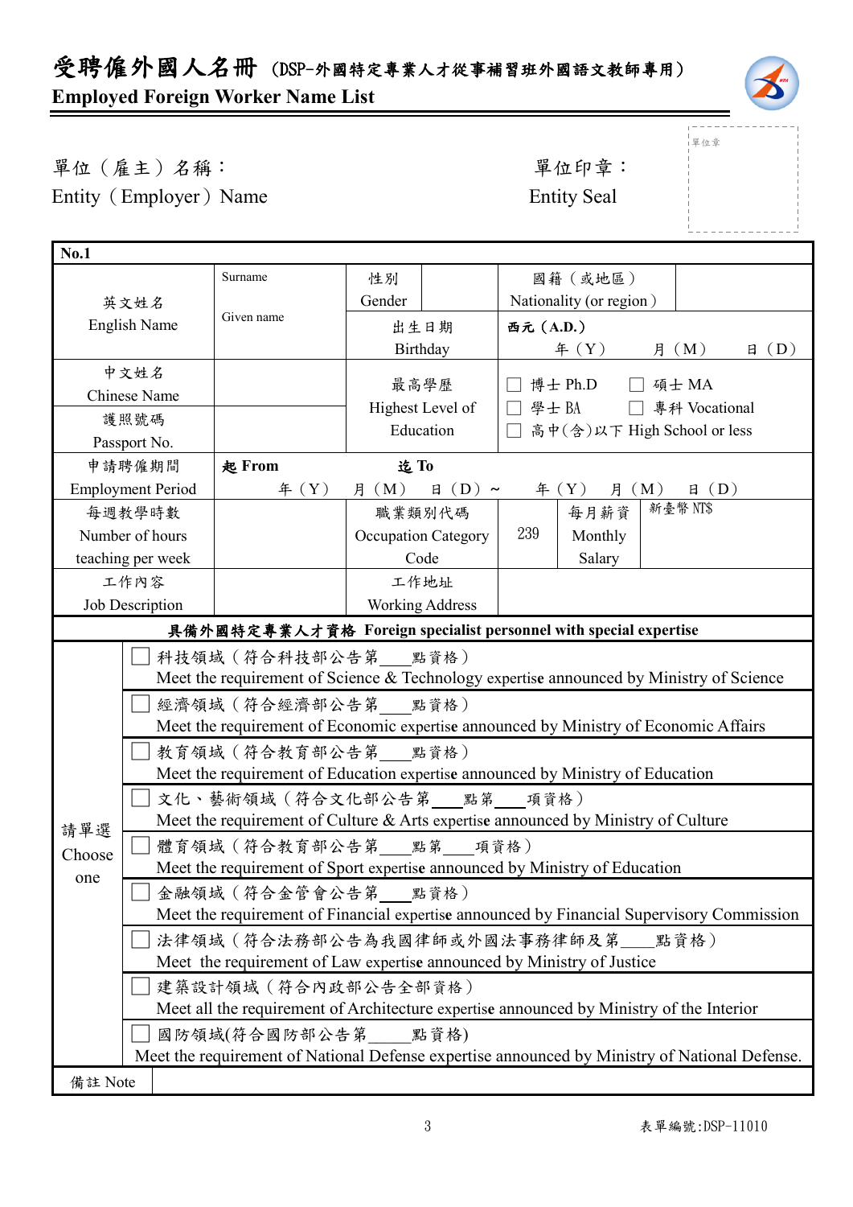# 受聘僱外國人名冊（DSP-外國特定專業人才從事補習班外國語文教師專用）
## Employed Foreign Worker Name List

單位（雇主）名稱：
Entity（Employer）Name

單位印章：
Entity Seal

單位章

| No.1 | | | | | |
|---|---|---|---|---|---|
| 英文姓名<br>English Name | Surname<br><br>Given name | 性別<br>Gender | | 國籍（或地區）<br>Nationality (or region） | |
| | | 出生日期<br>Birthday | 西元（A.D.）<br>年（Y） 月（M） 日（D） | | |
| 中文姓名<br>Chinese Name | | 最高學歷<br>Highest Level of Education | ☐ 博士 Ph.D ☐ 碩士 MA<br>☐ 學士 BA ☐ 專科 Vocational<br>☐ 高中(含)以下 High School or less | | |
| 護照號碼<br>Passport No. | | | | | |
| 申請聘僱期間<br>Employment Period | 起 From 年（Y） 月（M） 日（D）～ 迄 To 年（Y） 月（M） 日（D） | | | | |
| 每週教學時數<br>Number of hours teaching per week | | 職業類別代碼<br>Occupation Category Code | 239 | 每月薪資<br>Monthly Salary | 新臺幣 NT$ |
| 工作內容<br>Job Description | | 工作地址<br>Working Address | | | |

**具備外國特定專業人才資格 Foreign specialist personnel with special expertise**

| 請單選 Choose one | |
|---|---|
| | ☐ 科技領域（符合科技部公告第___點資格）<br>Meet the requirement of Science & Technology expertise announced by Ministry of Science |
| | ☐ 經濟領域（符合經濟部公告第___點資格）<br>Meet the requirement of Economic expertise announced by Ministry of Economic Affairs |
| | ☐ 教育領域（符合教育部公告第___點資格）<br>Meet the requirement of Education expertise announced by Ministry of Education |
| | ☐ 文化、藝術領域（符合文化部公告第___點第___項資格）<br>Meet the requirement of Culture & Arts expertise announced by Ministry of Culture |
| | ☐ 體育領域（符合教育部公告第___點第___項資格）<br>Meet the requirement of Sport expertise announced by Ministry of Education |
| | ☐ 金融領域（符合金管會公告第___點資格）<br>Meet the requirement of Financial expertise announced by Financial Supervisory Commission |
| | ☐ 法律領域（符合法務部公告為我國律師或外國法事務律師及第___點資格）<br>Meet the requirement of Law expertise announced by Ministry of Justice |
| | ☐ 建築設計領域（符合內政部公告全部資格）<br>Meet all the requirement of Architecture expertise announced by Ministry of the Interior |
| | ☐ 國防領域(符合國防部公告第___點資格)<br>Meet the requirement of National Defense expertise announced by Ministry of National Defense. |
| 備註 Note | |

表單編號:DSP-11010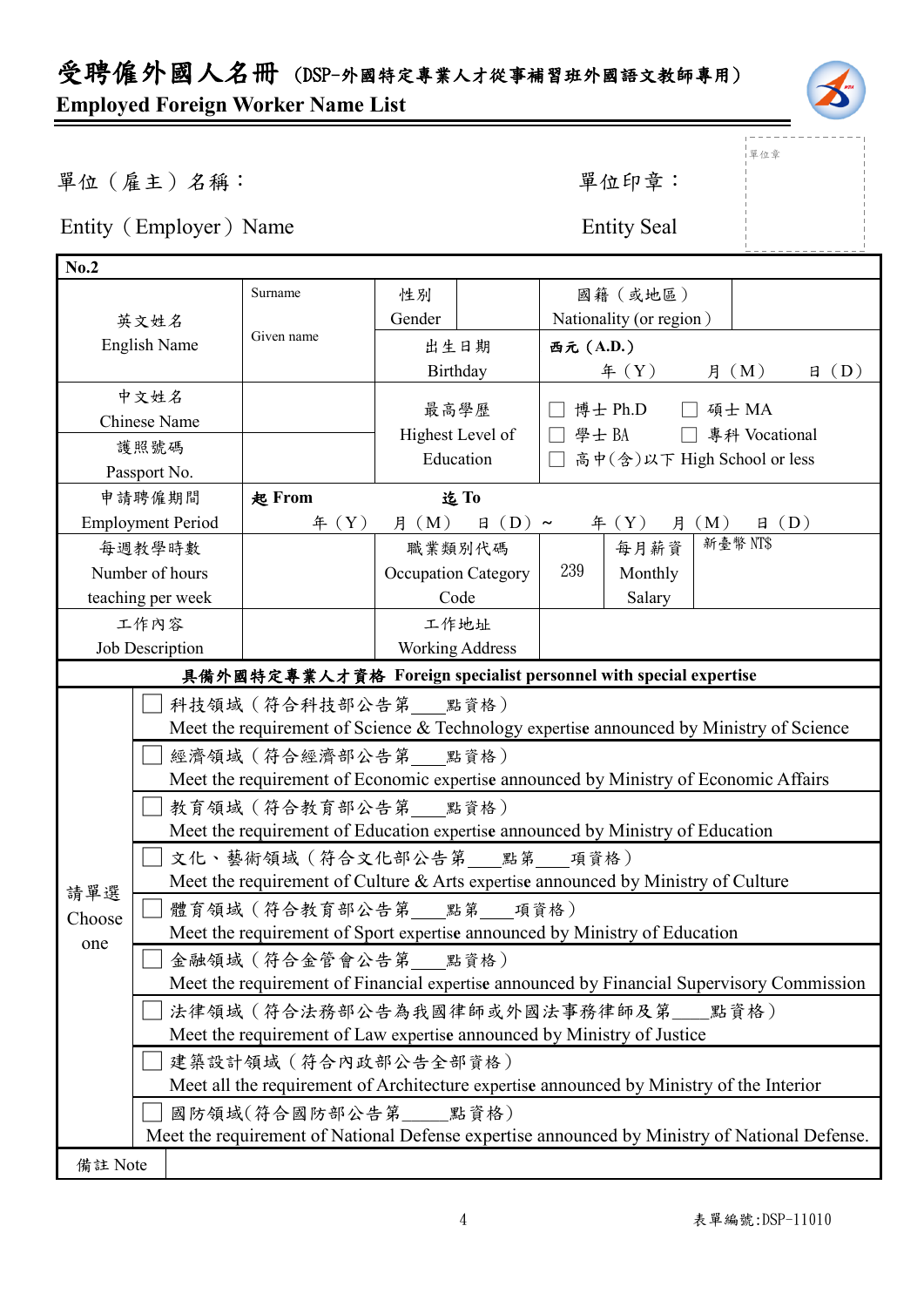# 受聘僱外國人名冊（DSP-外國特定專業人才從事補習班外國語文教師專用）

**Employed Foreign Worker Name List**

單位（雇主）名稱： 　　　　　　　　　　　　　　單位印章：

Entity（Employer）Name 　　　　　　　　　　　　Entity Seal

單位章

| **No.2** | | | | | | | |
|---|---|---|---|---|---|---|---|
| 英文姓名 English Name | Surname Given name | 性別 Gender | | 國籍（或地區） Nationality (or region) | | | |
| | | 出生日期 Birthday | 西元（A.D.） 年（Y） 月（M） 日（D） | | | | |
| 中文姓名 Chinese Name | | 最高學歷 Highest Level of Education | ☐ 博士 Ph.D ☐ 碩士 MA ☐ 學士 BA ☐ 專科 Vocational ☐ 高中(含)以下 High School or less | | | | |
| 護照號碼 Passport No. | | | | | | | |
| 申請聘僱期間 Employment Period | **起 From** 年（Y） 月（M） 日（D）～ **迄 To** 年（Y） 月（M） 日（D） | | | | | | |
| 每週教學時數 Number of hours teaching per week | | 職業類別代碼 Occupation Category Code | 239 | 每月薪資 Monthly Salary | 新臺幣 NT$ | | |
| 工作內容 Job Description | | 工作地址 Working Address | | | | | |

**具備外國特定專業人才資格 Foreign specialist personnel with special expertise**

請單選 Choose one

- ☐ 科技領域（符合科技部公告第\_\_\_點資格）
  Meet the requirement of Science & Technology expertise announced by Ministry of Science
- ☐ 經濟領域（符合經濟部公告第\_\_\_點資格）
  Meet the requirement of Economic expertise announced by Ministry of Economic Affairs
- ☐ 教育領域（符合教育部公告第\_\_\_點資格）
  Meet the requirement of Education expertise announced by Ministry of Education
- ☐ 文化、藝術領域（符合文化部公告第\_\_\_點第\_\_\_項資格）
  Meet the requirement of Culture & Arts expertise announced by Ministry of Culture
- ☐ 體育領域（符合教育部公告第\_\_\_點第\_\_\_項資格）
  Meet the requirement of Sport expertise announced by Ministry of Education
- ☐ 金融領域（符合金管會公告第\_\_\_點資格）
  Meet the requirement of Financial expertise announced by Financial Supervisory Commission
- ☐ 法律領域（符合法務部公告為我國律師或外國法事務律師及第\_\_\_點資格）
  Meet the requirement of Law expertise announced by Ministry of Justice
- ☐ 建築設計領域（符合內政部公告全部資格）
  Meet all the requirement of Architecture expertise announced by Ministry of the Interior
- ☐ 國防領域(符合國防部公告第\_\_\_點資格)
  Meet the requirement of National Defense expertise announced by Ministry of National Defense.

備註 Note

表單編號:DSP-11010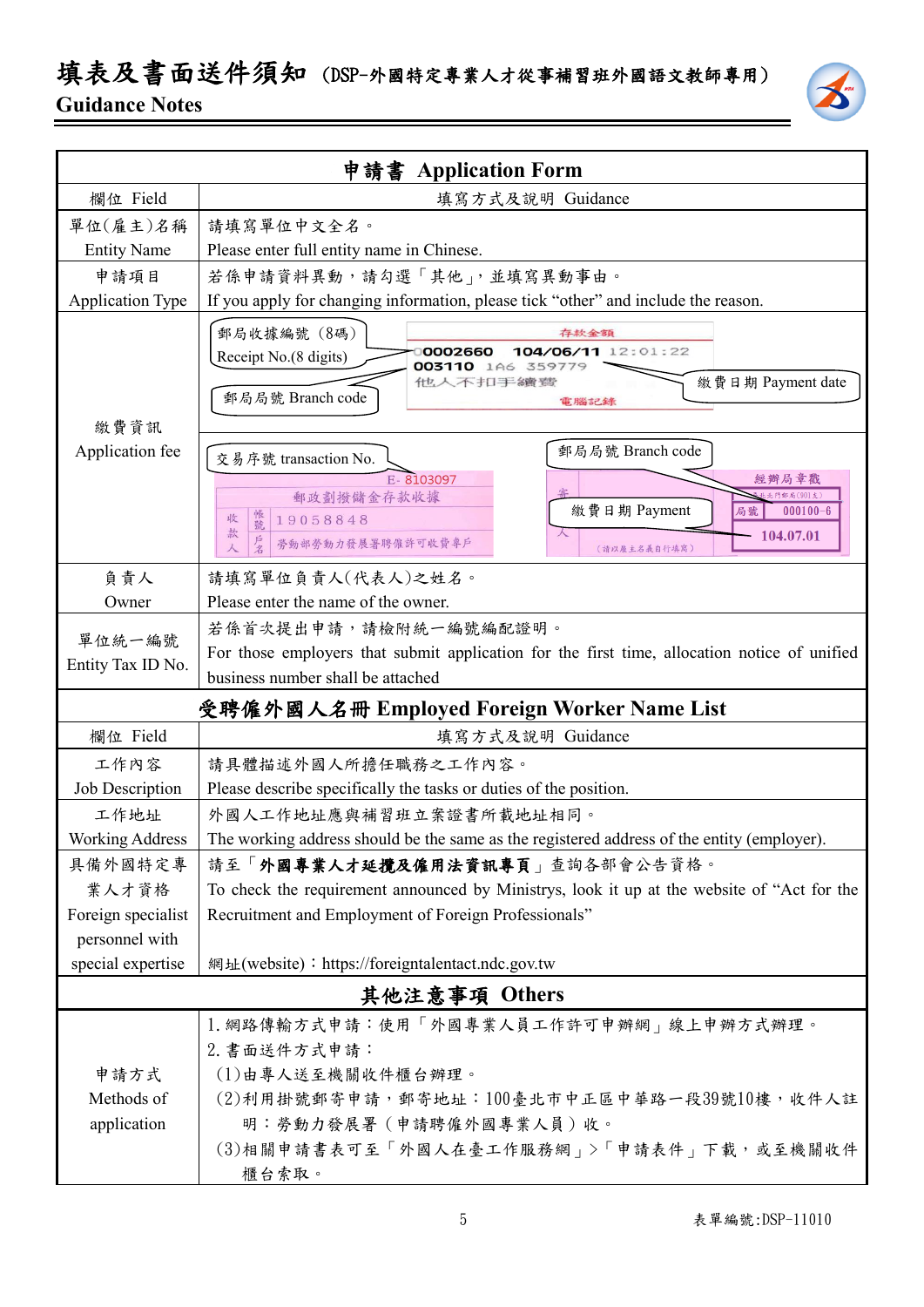# 填表及書面送件須知（DSP-外國特定專業人才從事補習班外國語文教師專用）
## Guidance Notes

| 申請書 Application Form | |
|---|---|
| 欄位 Field | 填寫方式及說明 Guidance |
| 單位(雇主)名稱 Entity Name | 請填寫單位中文全名。<br>Please enter full entity name in Chinese. |
| 申請項目 Application Type | 若係申請資料異動，請勾選「其他」，並填寫異動事由。<br>If you apply for changing information, please tick "other" and include the reason. |
| 繳費資訊 Application fee | 郵局收據編號（8碼）Receipt No.(8 digits)<br>郵局局號 Branch code<br>繳費日期 Payment date<br>交易序號 transaction No.<br>郵局局號 Branch code<br>繳費日期 Payment |
| 負責人 Owner | 請填寫單位負責人(代表人)之姓名。<br>Please enter the name of the owner. |
| 單位統一編號 Entity Tax ID No. | 若係首次提出申請，請檢附統一編號編配證明。<br>For those employers that submit application for the first time, allocation notice of unified business number shall be attached |

| 受聘僱外國人名冊 Employed Foreign Worker Name List | |
|---|---|
| 欄位 Field | 填寫方式及說明 Guidance |
| 工作內容 Job Description | 請具體描述外國人所擔任職務之工作內容。<br>Please describe specifically the tasks or duties of the position. |
| 工作地址 Working Address | 外國人工作地址應與補習班立案證書所載地址相同。<br>The working address should be the same as the registered address of the entity (employer). |
| 具備外國特定專業人才資格 Foreign specialist personnel with special expertise | 請至「**外國專業人才延攬及僱用法資訊專頁**」查詢各部會公告資格。<br>To check the requirement announced by Ministrys, look it up at the website of "Act for the Recruitment and Employment of Foreign Professionals"<br>網址(website)：https://foreigntalentact.ndc.gov.tw |

| 其他注意事項 Others | |
|---|---|
| 申請方式 Methods of application | 1. 網路傳輸方式申請：使用「外國專業人員工作許可申辦網」線上申辦方式辦理。<br>2. 書面送件方式申請：<br>(1)由專人送至機關收件櫃台辦理。<br>(2)利用掛號郵寄申請，郵寄地址：100臺北市中正區中華路一段39號10樓，收件人註明：勞動力發展署（申請聘僱外國專業人員）收。<br>(3)相關申請書表可至「外國人在臺工作服務網」>「申請表件」下載，或至機關收件櫃台索取。 |

表單編號:DSP-11010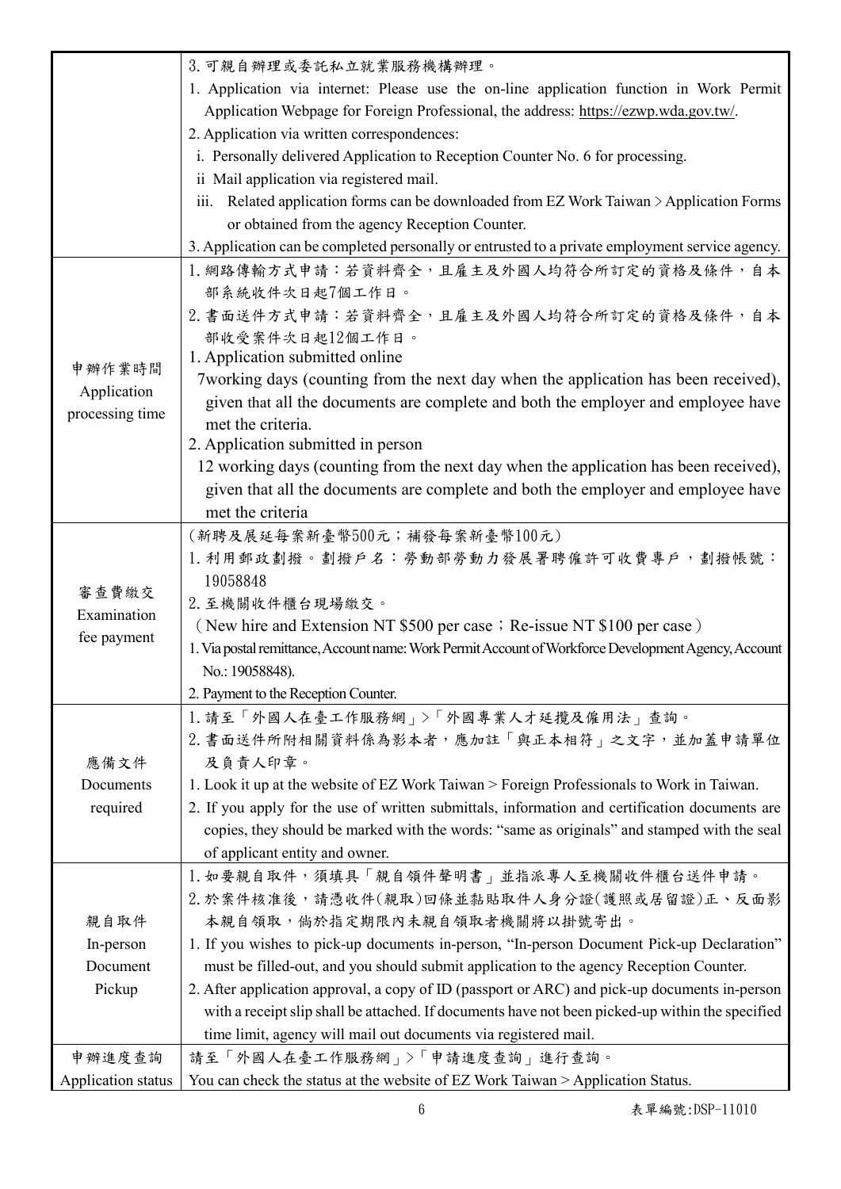| | |
|---|---|
| | 3.可親自辦理或委託私立就業服務機構辦理。<br>1. Application via internet: Please use the on-line application function in Work Permit Application Webpage for Foreign Professional, the address: https://ezwp.wda.gov.tw/.<br>2. Application via written correspondences:<br>i. Personally delivered Application to Reception Counter No. 6 for processing.<br>ii Mail application via registered mail.<br>iii. Related application forms can be downloaded from EZ Work Taiwan > Application Forms or obtained from the agency Reception Counter.<br>3. Application can be completed personally or entrusted to a private employment service agency. |
| 申辦作業時間<br>Application processing time | 1.網路傳輸方式申請：若資料齊全，且雇主及外國人均符合所訂定的資格及條件，自本部系統收件次日起7個工作日。<br>2.書面送件方式申請：若資料齊全，且雇主及外國人均符合所訂定的資格及條件，自本部收受案件次日起12個工作日。<br>1. Application submitted online<br>7working days (counting from the next day when the application has been received), given that all the documents are complete and both the employer and employee have met the criteria.<br>2. Application submitted in person<br>12 working days (counting from the next day when the application has been received), given that all the documents are complete and both the employer and employee have met the criteria |
| 審查費繳交<br>Examination fee payment | (新聘及展延每案新臺幣500元；補發每案新臺幣100元)<br>1.利用郵政劃撥。劃撥戶名：勞動部勞動力發展署聘僱許可收費專戶，劃撥帳號：19058848<br>2.至機關收件櫃台現場繳交。<br>(New hire and Extension NT $500 per case；Re-issue NT $100 per case)<br>1. Via postal remittance, Account name: Work Permit Account of Workforce Development Agency, Account No.: 19058848).<br>2. Payment to the Reception Counter. |
| 應備文件<br>Documents required | 1.請至「外國人在臺工作服務網」>「外國專業人才延攬及僱用法」查詢。<br>2.書面送件所附相關資料係為影本者，應加註「與正本相符」之文字，並加蓋申請單位及負責人印章。<br>1. Look it up at the website of EZ Work Taiwan > Foreign Professionals to Work in Taiwan.<br>2. If you apply for the use of written submittals, information and certification documents are copies, they should be marked with the words: "same as originals" and stamped with the seal of applicant entity and owner. |
| 親自取件<br>In-person Document Pickup | 1.如要親自取件，須填具「親自領件聲明書」並指派專人至機關收件櫃台送件申請。<br>2.於案件核准後，請憑收件(親取)回條並黏貼取件人身分證(護照或居留證)正、反面影本親自領取，倘於指定期限內未親自領取者機關將以掛號寄出。<br>1. If you wishes to pick-up documents in-person, "In-person Document Pick-up Declaration" must be filled-out, and you should submit application to the agency Reception Counter.<br>2. After application approval, a copy of ID (passport or ARC) and pick-up documents in-person with a receipt slip shall be attached. If documents have not been picked-up within the specified time limit, agency will mail out documents via registered mail. |
| 申辦進度查詢<br>Application status | 請至「外國人在臺工作服務網」>「申請進度查詢」進行查詢。<br>You can check the status at the website of EZ Work Taiwan > Application Status. |

表單編號:DSP-11010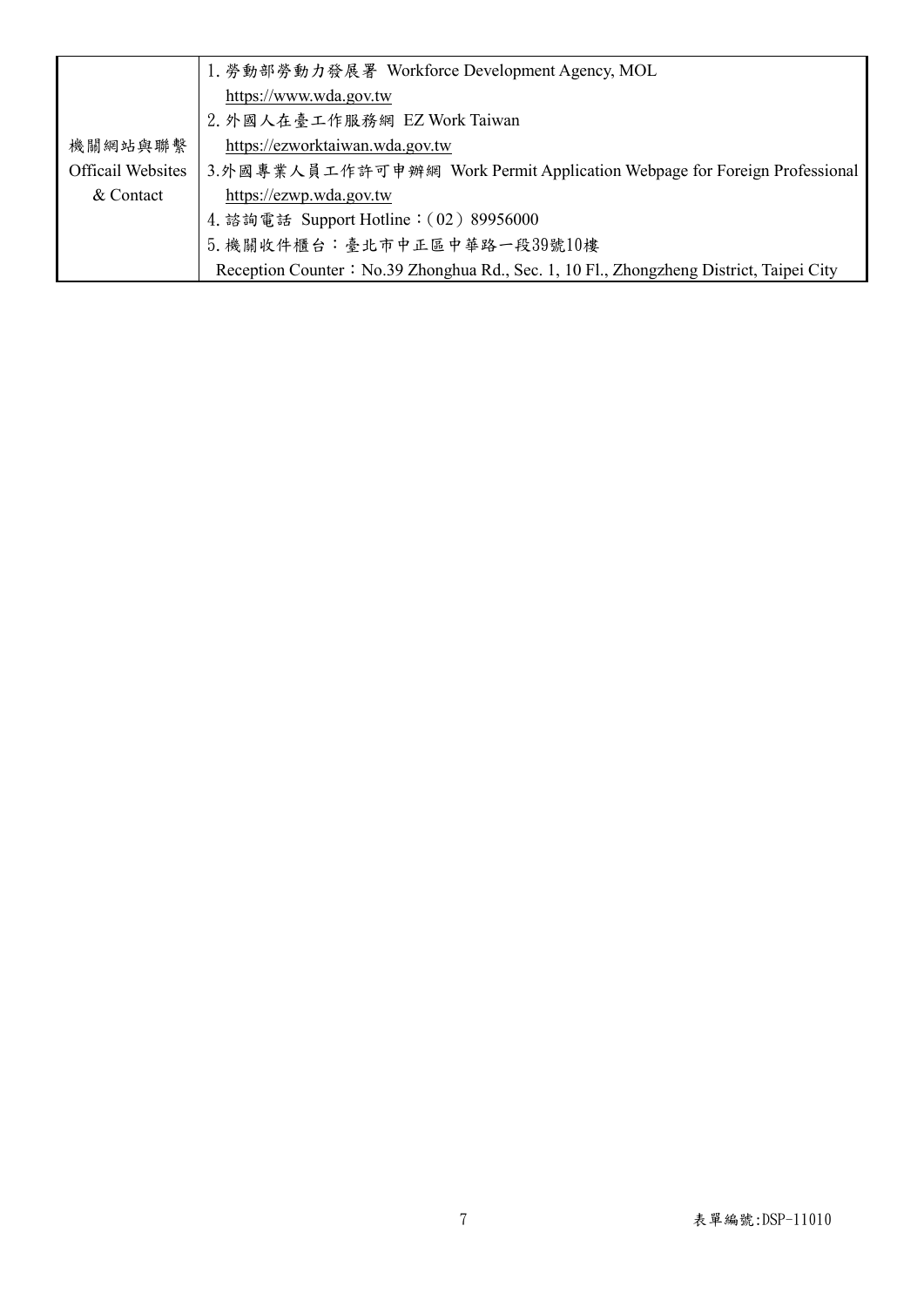| | |
|---|---|
| 機關網站與聯繫<br>Officail Websites<br>& Contact | 1. 勞動部勞動力發展署 Workforce Development Agency, MOL<br>https://www.wda.gov.tw<br>2. 外國人在臺工作服務網 EZ Work Taiwan<br>https://ezworktaiwan.wda.gov.tw<br>3.外國專業人員工作許可申辦網 Work Permit Application Webpage for Foreign Professional<br>https://ezwp.wda.gov.tw<br>4. 諮詢電話 Support Hotline：(02) 89956000<br>5. 機關收件櫃台：臺北市中正區中華路一段39號10樓<br>Reception Counter：No.39 Zhonghua Rd., Sec. 1, 10 Fl., Zhongzheng District, Taipei City |

表單編號:DSP-11010